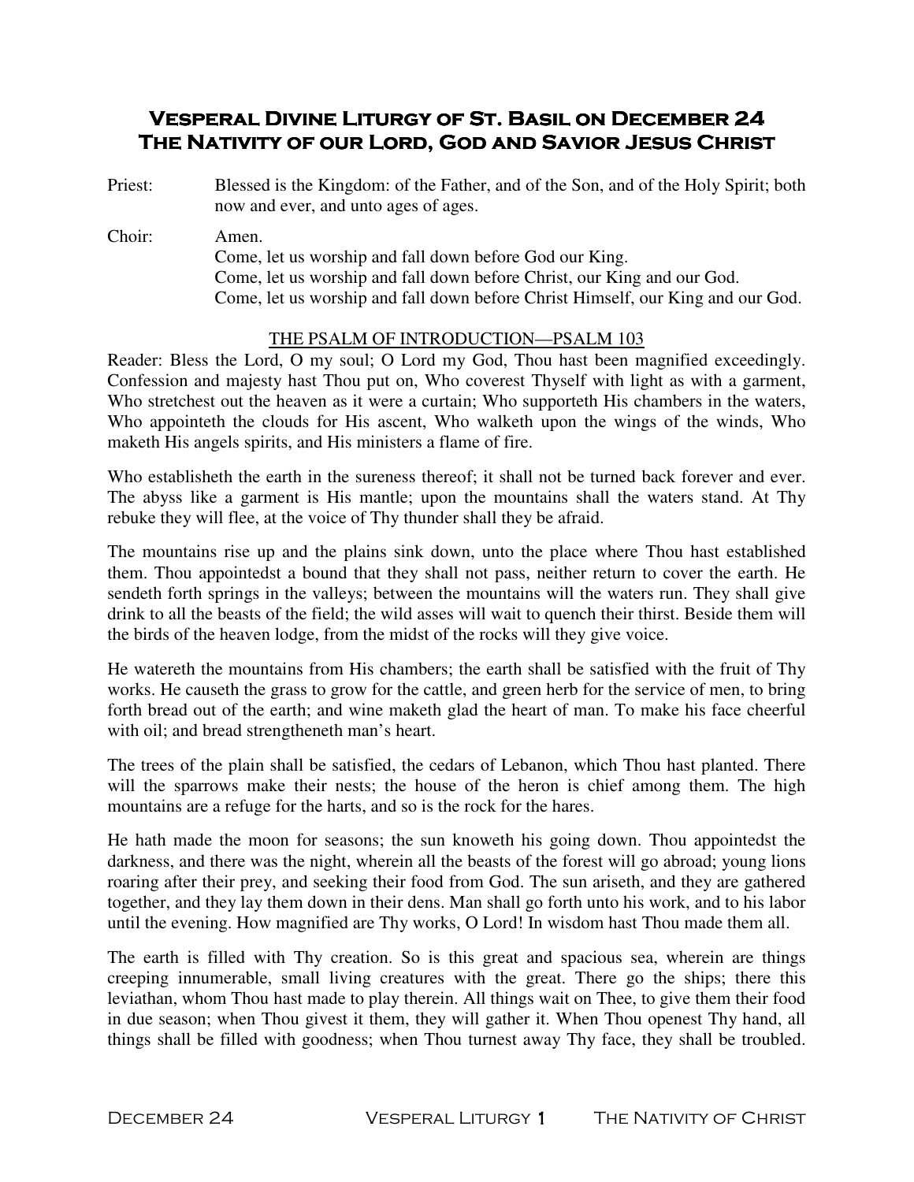# Vesperal Divine Liturgy of St. Basil on December 24
# The Nativity of our Lord, God and Savior Jesus Christ

**Priest:** Blessed is the Kingdom: of the Father, and of the Son, and of the Holy Spirit; both now and ever, and unto ages of ages.

**Choir:** Amen.
Come, let us worship and fall down before God our King.
Come, let us worship and fall down before Christ, our King and our God.
Come, let us worship and fall down before Christ Himself, our King and our God.

## THE PSALM OF INTRODUCTION—PSALM 103

Reader: Bless the Lord, O my soul; O Lord my God, Thou hast been magnified exceedingly. Confession and majesty hast Thou put on, Who coverest Thyself with light as with a garment, Who stretchest out the heaven as it were a curtain; Who supporteth His chambers in the waters, Who appointeth the clouds for His ascent, Who walketh upon the wings of the winds, Who maketh His angels spirits, and His ministers a flame of fire.

Who establisheth the earth in the sureness thereof; it shall not be turned back forever and ever. The abyss like a garment is His mantle; upon the mountains shall the waters stand. At Thy rebuke they will flee, at the voice of Thy thunder shall they be afraid.

The mountains rise up and the plains sink down, unto the place where Thou hast established them. Thou appointedst a bound that they shall not pass, neither return to cover the earth. He sendeth forth springs in the valleys; between the mountains will the waters run. They shall give drink to all the beasts of the field; the wild asses will wait to quench their thirst. Beside them will the birds of the heaven lodge, from the midst of the rocks will they give voice.

He watereth the mountains from His chambers; the earth shall be satisfied with the fruit of Thy works. He causeth the grass to grow for the cattle, and green herb for the service of men, to bring forth bread out of the earth; and wine maketh glad the heart of man. To make his face cheerful with oil; and bread strengtheneth man's heart.

The trees of the plain shall be satisfied, the cedars of Lebanon, which Thou hast planted. There will the sparrows make their nests; the house of the heron is chief among them. The high mountains are a refuge for the harts, and so is the rock for the hares.

He hath made the moon for seasons; the sun knoweth his going down. Thou appointedst the darkness, and there was the night, wherein all the beasts of the forest will go abroad; young lions roaring after their prey, and seeking their food from God. The sun ariseth, and they are gathered together, and they lay them down in their dens. Man shall go forth unto his work, and to his labor until the evening. How magnified are Thy works, O Lord! In wisdom hast Thou made them all.

The earth is filled with Thy creation. So is this great and spacious sea, wherein are things creeping innumerable, small living creatures with the great. There go the ships; there this leviathan, whom Thou hast made to play therein. All things wait on Thee, to give them their food in due season; when Thou givest it them, they will gather it. When Thou openest Thy hand, all things shall be filled with goodness; when Thou turnest away Thy face, they shall be troubled.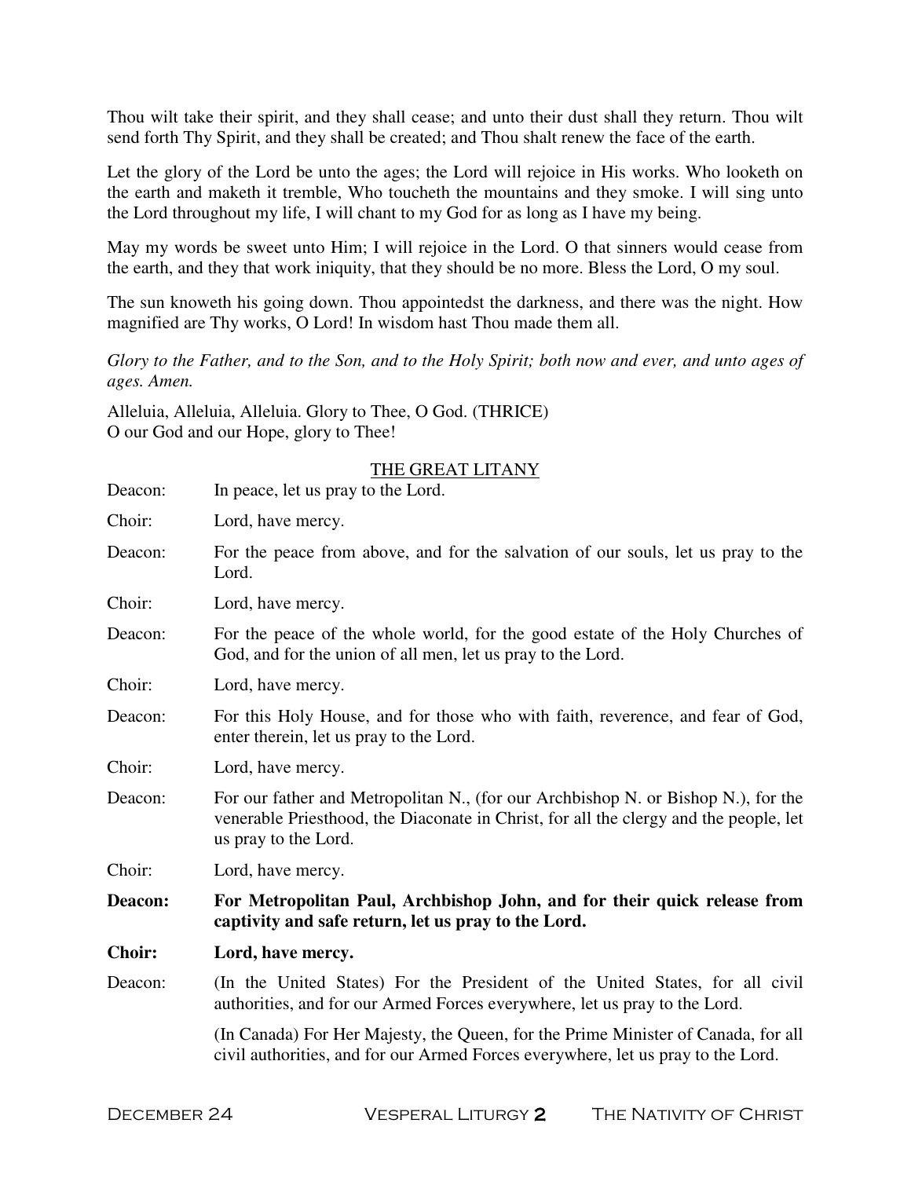Thou wilt take their spirit, and they shall cease; and unto their dust shall they return. Thou wilt send forth Thy Spirit, and they shall be created; and Thou shalt renew the face of the earth.

Let the glory of the Lord be unto the ages; the Lord will rejoice in His works. Who looketh on the earth and maketh it tremble, Who toucheth the mountains and they smoke. I will sing unto the Lord throughout my life, I will chant to my God for as long as I have my being.

May my words be sweet unto Him; I will rejoice in the Lord. O that sinners would cease from the earth, and they that work iniquity, that they should be no more. Bless the Lord, O my soul.

The sun knoweth his going down. Thou appointedst the darkness, and there was the night. How magnified are Thy works, O Lord! In wisdom hast Thou made them all.

*Glory to the Father, and to the Son, and to the Holy Spirit; both now and ever, and unto ages of ages. Amen.*

Alleluia, Alleluia, Alleluia. Glory to Thee, O God. (THRICE)
O our God and our Hope, glory to Thee!

## THE GREAT LITANY

Deacon: In peace, let us pray to the Lord.

Choir: Lord, have mercy.

Deacon: For the peace from above, and for the salvation of our souls, let us pray to the Lord.

Choir: Lord, have mercy.

Deacon: For the peace of the whole world, for the good estate of the Holy Churches of God, and for the union of all men, let us pray to the Lord.

Choir: Lord, have mercy.

Deacon: For this Holy House, and for those who with faith, reverence, and fear of God, enter therein, let us pray to the Lord.

Choir: Lord, have mercy.

Deacon: For our father and Metropolitan N., (for our Archbishop N. or Bishop N.), for the venerable Priesthood, the Diaconate in Christ, for all the clergy and the people, let us pray to the Lord.

Choir: Lord, have mercy.

**Deacon: For Metropolitan Paul, Archbishop John, and for their quick release from captivity and safe return, let us pray to the Lord.**

**Choir: Lord, have mercy.**

Deacon: (In the United States) For the President of the United States, for all civil authorities, and for our Armed Forces everywhere, let us pray to the Lord.

(In Canada) For Her Majesty, the Queen, for the Prime Minister of Canada, for all civil authorities, and for our Armed Forces everywhere, let us pray to the Lord.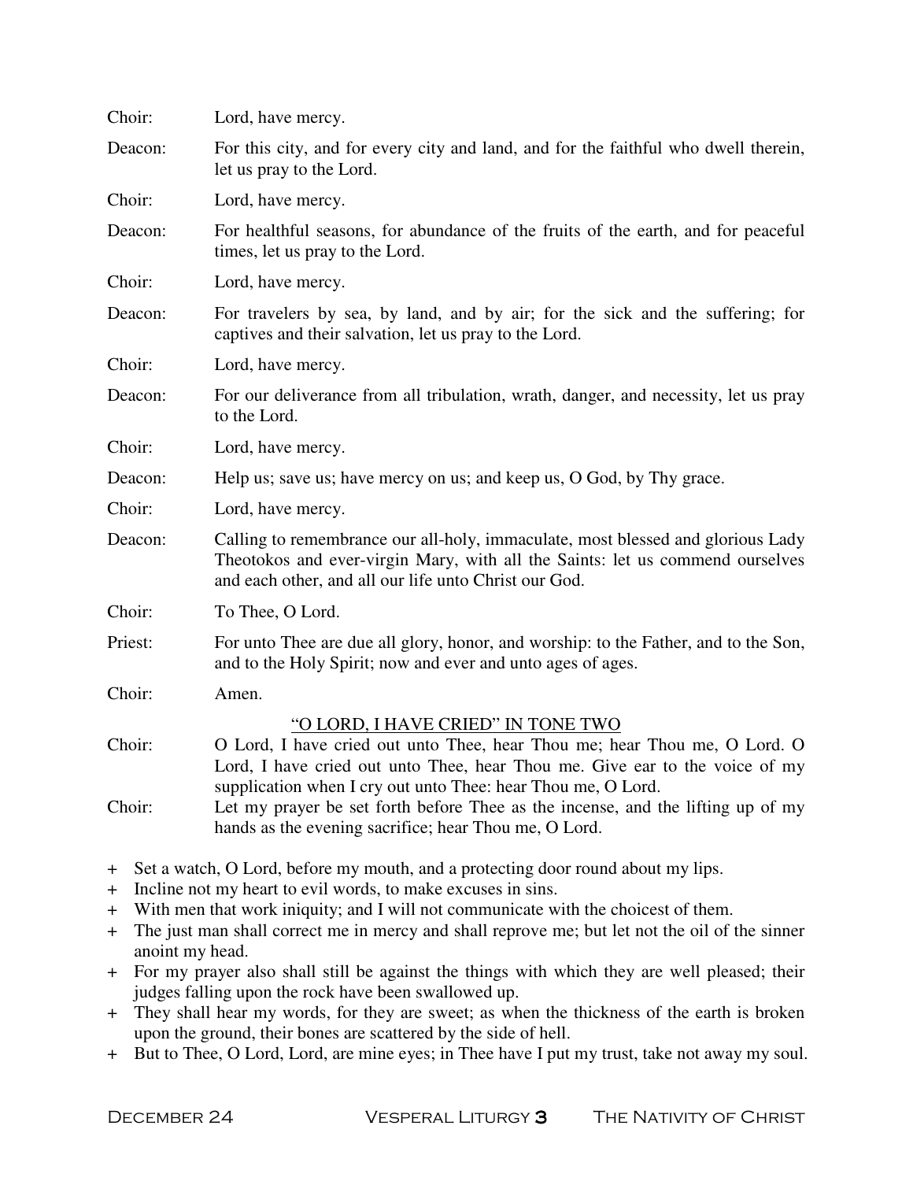Choir: Lord, have mercy.

Deacon: For this city, and for every city and land, and for the faithful who dwell therein, let us pray to the Lord.

Choir: Lord, have mercy.

Deacon: For healthful seasons, for abundance of the fruits of the earth, and for peaceful times, let us pray to the Lord.

Choir: Lord, have mercy.

Deacon: For travelers by sea, by land, and by air; for the sick and the suffering; for captives and their salvation, let us pray to the Lord.

Choir: Lord, have mercy.

Deacon: For our deliverance from all tribulation, wrath, danger, and necessity, let us pray to the Lord.

Choir: Lord, have mercy.

Deacon: Help us; save us; have mercy on us; and keep us, O God, by Thy grace.

Choir: Lord, have mercy.

Deacon: Calling to remembrance our all-holy, immaculate, most blessed and glorious Lady Theotokos and ever-virgin Mary, with all the Saints: let us commend ourselves and each other, and all our life unto Christ our God.

Choir: To Thee, O Lord.

Priest: For unto Thee are due all glory, honor, and worship: to the Father, and to the Son, and to the Holy Spirit; now and ever and unto ages of ages.

Choir: Amen.

<u>“O LORD, I HAVE CRIED” IN TONE TWO</u>

Choir: O Lord, I have cried out unto Thee, hear Thou me; hear Thou me, O Lord. O Lord, I have cried out unto Thee, hear Thou me. Give ear to the voice of my supplication when I cry out unto Thee: hear Thou me, O Lord.

Choir: Let my prayer be set forth before Thee as the incense, and the lifting up of my hands as the evening sacrifice; hear Thou me, O Lord.

+ Set a watch, O Lord, before my mouth, and a protecting door round about my lips.
+ Incline not my heart to evil words, to make excuses in sins.
+ With men that work iniquity; and I will not communicate with the choicest of them.
+ The just man shall correct me in mercy and shall reprove me; but let not the oil of the sinner anoint my head.
+ For my prayer also shall still be against the things with which they are well pleased; their judges falling upon the rock have been swallowed up.
+ They shall hear my words, for they are sweet; as when the thickness of the earth is broken upon the ground, their bones are scattered by the side of hell.
+ But to Thee, O Lord, Lord, are mine eyes; in Thee have I put my trust, take not away my soul.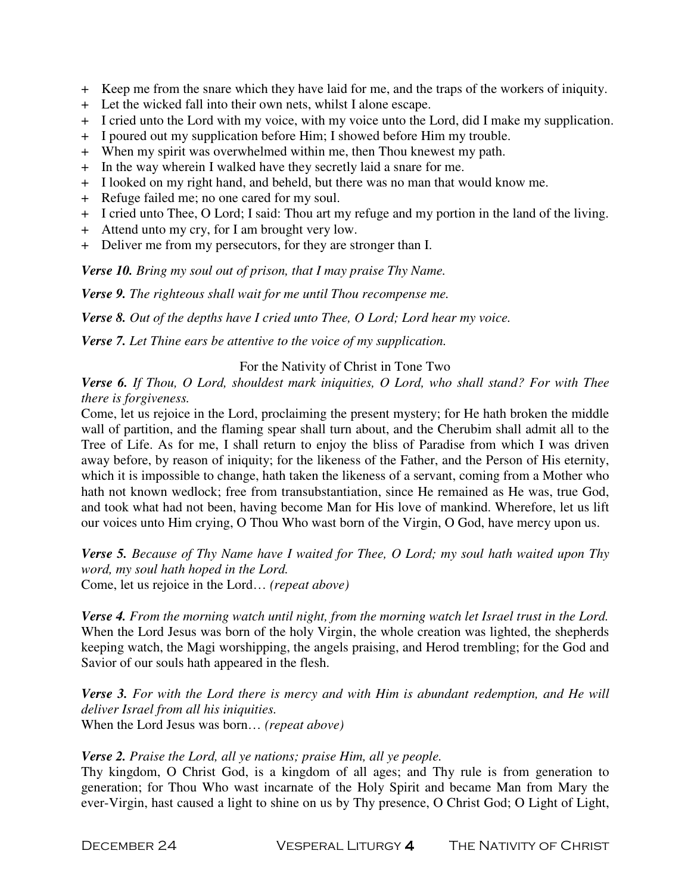- + Keep me from the snare which they have laid for me, and the traps of the workers of iniquity.
- + Let the wicked fall into their own nets, whilst I alone escape.
- + I cried unto the Lord with my voice, with my voice unto the Lord, did I make my supplication.
- + I poured out my supplication before Him; I showed before Him my trouble.
- + When my spirit was overwhelmed within me, then Thou knewest my path.
- + In the way wherein I walked have they secretly laid a snare for me.
- + I looked on my right hand, and beheld, but there was no man that would know me.
- + Refuge failed me; no one cared for my soul.
- + I cried unto Thee, O Lord; I said: Thou art my refuge and my portion in the land of the living.
- + Attend unto my cry, for I am brought very low.
- + Deliver me from my persecutors, for they are stronger than I.

***Verse 10.*** *Bring my soul out of prison, that I may praise Thy Name.*

***Verse 9.*** *The righteous shall wait for me until Thou recompense me.*

***Verse 8.*** *Out of the depths have I cried unto Thee, O Lord; Lord hear my voice.*

***Verse 7.*** *Let Thine ears be attentive to the voice of my supplication.*

For the Nativity of Christ in Tone Two

***Verse 6.*** *If Thou, O Lord, shouldest mark iniquities, O Lord, who shall stand? For with Thee there is forgiveness.*

Come, let us rejoice in the Lord, proclaiming the present mystery; for He hath broken the middle wall of partition, and the flaming spear shall turn about, and the Cherubim shall admit all to the Tree of Life. As for me, I shall return to enjoy the bliss of Paradise from which I was driven away before, by reason of iniquity; for the likeness of the Father, and the Person of His eternity, which it is impossible to change, hath taken the likeness of a servant, coming from a Mother who hath not known wedlock; free from transubstantiation, since He remained as He was, true God, and took what had not been, having become Man for His love of mankind. Wherefore, let us lift our voices unto Him crying, O Thou Who wast born of the Virgin, O God, have mercy upon us.

***Verse 5.*** *Because of Thy Name have I waited for Thee, O Lord; my soul hath waited upon Thy word, my soul hath hoped in the Lord.*
Come, let us rejoice in the Lord… *(repeat above)*

***Verse 4.*** *From the morning watch until night, from the morning watch let Israel trust in the Lord.*
When the Lord Jesus was born of the holy Virgin, the whole creation was lighted, the shepherds keeping watch, the Magi worshipping, the angels praising, and Herod trembling; for the God and Savior of our souls hath appeared in the flesh.

***Verse 3.*** *For with the Lord there is mercy and with Him is abundant redemption, and He will deliver Israel from all his iniquities.*
When the Lord Jesus was born… *(repeat above)*

***Verse 2.*** *Praise the Lord, all ye nations; praise Him, all ye people.*
Thy kingdom, O Christ God, is a kingdom of all ages; and Thy rule is from generation to generation; for Thou Who wast incarnate of the Holy Spirit and became Man from Mary the ever-Virgin, hast caused a light to shine on us by Thy presence, O Christ God; O Light of Light,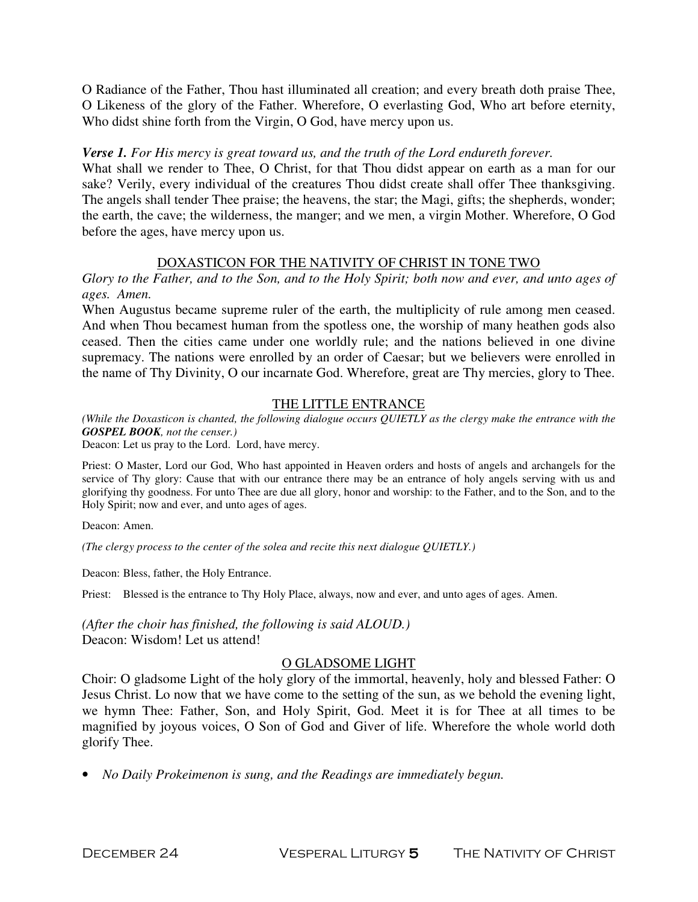O Radiance of the Father, Thou hast illuminated all creation; and every breath doth praise Thee, O Likeness of the glory of the Father. Wherefore, O everlasting God, Who art before eternity, Who didst shine forth from the Virgin, O God, have mercy upon us.

***Verse 1.*** *For His mercy is great toward us, and the truth of the Lord endureth forever.*
What shall we render to Thee, O Christ, for that Thou didst appear on earth as a man for our sake? Verily, every individual of the creatures Thou didst create shall offer Thee thanksgiving. The angels shall tender Thee praise; the heavens, the star; the Magi, gifts; the shepherds, wonder; the earth, the cave; the wilderness, the manger; and we men, a virgin Mother. Wherefore, O God before the ages, have mercy upon us.

## DOXASTICON FOR THE NATIVITY OF CHRIST IN TONE TWO

*Glory to the Father, and to the Son, and to the Holy Spirit; both now and ever, and unto ages of ages. Amen.*
When Augustus became supreme ruler of the earth, the multiplicity of rule among men ceased. And when Thou becamest human from the spotless one, the worship of many heathen gods also ceased. Then the cities came under one worldly rule; and the nations believed in one divine supremacy. The nations were enrolled by an order of Caesar; but we believers were enrolled in the name of Thy Divinity, O our incarnate God. Wherefore, great are Thy mercies, glory to Thee.

## THE LITTLE ENTRANCE

*(While the Doxasticon is chanted, the following dialogue occurs QUIETLY as the clergy make the entrance with the* ***GOSPEL BOOK****, not the censer.)*

Deacon: Let us pray to the Lord. Lord, have mercy.

Priest: O Master, Lord our God, Who hast appointed in Heaven orders and hosts of angels and archangels for the service of Thy glory: Cause that with our entrance there may be an entrance of holy angels serving with us and glorifying thy goodness. For unto Thee are due all glory, honor and worship: to the Father, and to the Son, and to the Holy Spirit; now and ever, and unto ages of ages.

Deacon: Amen.

*(The clergy process to the center of the solea and recite this next dialogue QUIETLY.)*

Deacon: Bless, father, the Holy Entrance.

Priest: Blessed is the entrance to Thy Holy Place, always, now and ever, and unto ages of ages. Amen.

*(After the choir has finished, the following is said ALOUD.)*
Deacon: Wisdom! Let us attend!

## O GLADSOME LIGHT

Choir: O gladsome Light of the holy glory of the immortal, heavenly, holy and blessed Father: O Jesus Christ. Lo now that we have come to the setting of the sun, as we behold the evening light, we hymn Thee: Father, Son, and Holy Spirit, God. Meet it is for Thee at all times to be magnified by joyous voices, O Son of God and Giver of life. Wherefore the whole world doth glorify Thee.

- *No Daily Prokeimenon is sung, and the Readings are immediately begun.*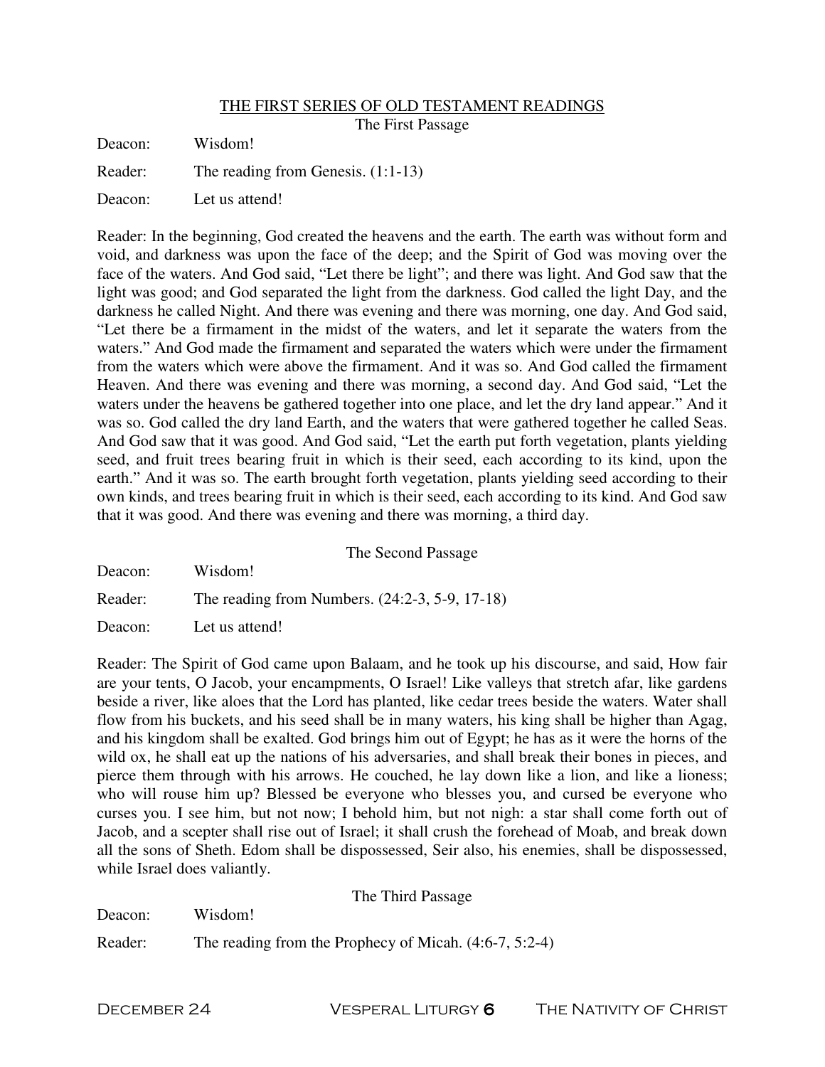## THE FIRST SERIES OF OLD TESTAMENT READINGS

### The First Passage

Deacon: Wisdom!

Reader: The reading from Genesis. (1:1-13)

Deacon: Let us attend!

Reader: In the beginning, God created the heavens and the earth. The earth was without form and void, and darkness was upon the face of the deep; and the Spirit of God was moving over the face of the waters. And God said, "Let there be light"; and there was light. And God saw that the light was good; and God separated the light from the darkness. God called the light Day, and the darkness he called Night. And there was evening and there was morning, one day. And God said, "Let there be a firmament in the midst of the waters, and let it separate the waters from the waters." And God made the firmament and separated the waters which were under the firmament from the waters which were above the firmament. And it was so. And God called the firmament Heaven. And there was evening and there was morning, a second day. And God said, "Let the waters under the heavens be gathered together into one place, and let the dry land appear." And it was so. God called the dry land Earth, and the waters that were gathered together he called Seas. And God saw that it was good. And God said, "Let the earth put forth vegetation, plants yielding seed, and fruit trees bearing fruit in which is their seed, each according to its kind, upon the earth." And it was so. The earth brought forth vegetation, plants yielding seed according to their own kinds, and trees bearing fruit in which is their seed, each according to its kind. And God saw that it was good. And there was evening and there was morning, a third day.

### The Second Passage

Deacon: Wisdom!

Reader: The reading from Numbers. (24:2-3, 5-9, 17-18)

Deacon: Let us attend!

Reader: The Spirit of God came upon Balaam, and he took up his discourse, and said, How fair are your tents, O Jacob, your encampments, O Israel! Like valleys that stretch afar, like gardens beside a river, like aloes that the Lord has planted, like cedar trees beside the waters. Water shall flow from his buckets, and his seed shall be in many waters, his king shall be higher than Agag, and his kingdom shall be exalted. God brings him out of Egypt; he has as it were the horns of the wild ox, he shall eat up the nations of his adversaries, and shall break their bones in pieces, and pierce them through with his arrows. He couched, he lay down like a lion, and like a lioness; who will rouse him up? Blessed be everyone who blesses you, and cursed be everyone who curses you. I see him, but not now; I behold him, but not nigh: a star shall come forth out of Jacob, and a scepter shall rise out of Israel; it shall crush the forehead of Moab, and break down all the sons of Sheth. Edom shall be dispossessed, Seir also, his enemies, shall be dispossessed, while Israel does valiantly.

### The Third Passage

Deacon: Wisdom!

Reader: The reading from the Prophecy of Micah. (4:6-7, 5:2-4)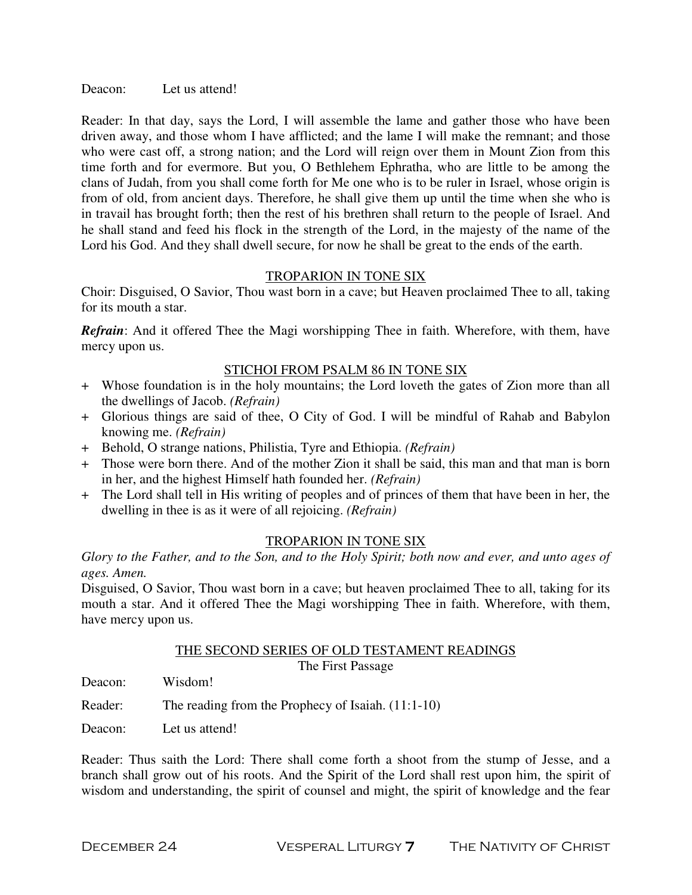Deacon: Let us attend!

Reader: In that day, says the Lord, I will assemble the lame and gather those who have been driven away, and those whom I have afflicted; and the lame I will make the remnant; and those who were cast off, a strong nation; and the Lord will reign over them in Mount Zion from this time forth and for evermore. But you, O Bethlehem Ephratha, who are little to be among the clans of Judah, from you shall come forth for Me one who is to be ruler in Israel, whose origin is from of old, from ancient days. Therefore, he shall give them up until the time when she who is in travail has brought forth; then the rest of his brethren shall return to the people of Israel. And he shall stand and feed his flock in the strength of the Lord, in the majesty of the name of the Lord his God. And they shall dwell secure, for now he shall be great to the ends of the earth.

## TROPARION IN TONE SIX

Choir: Disguised, O Savior, Thou wast born in a cave; but Heaven proclaimed Thee to all, taking for its mouth a star.

***Refrain***: And it offered Thee the Magi worshipping Thee in faith. Wherefore, with them, have mercy upon us.

## STICHOI FROM PSALM 86 IN TONE SIX

+ Whose foundation is in the holy mountains; the Lord loveth the gates of Zion more than all the dwellings of Jacob. *(Refrain)*
+ Glorious things are said of thee, O City of God. I will be mindful of Rahab and Babylon knowing me. *(Refrain)*
+ Behold, O strange nations, Philistia, Tyre and Ethiopia. *(Refrain)*
+ Those were born there. And of the mother Zion it shall be said, this man and that man is born in her, and the highest Himself hath founded her. *(Refrain)*
+ The Lord shall tell in His writing of peoples and of princes of them that have been in her, the dwelling in thee is as it were of all rejoicing. *(Refrain)*

## TROPARION IN TONE SIX

*Glory to the Father, and to the Son, and to the Holy Spirit; both now and ever, and unto ages of ages. Amen.*

Disguised, O Savior, Thou wast born in a cave; but heaven proclaimed Thee to all, taking for its mouth a star. And it offered Thee the Magi worshipping Thee in faith. Wherefore, with them, have mercy upon us.

## THE SECOND SERIES OF OLD TESTAMENT READINGS

The First Passage

Deacon: Wisdom!

Reader: The reading from the Prophecy of Isaiah. (11:1-10)

Deacon: Let us attend!

Reader: Thus saith the Lord: There shall come forth a shoot from the stump of Jesse, and a branch shall grow out of his roots. And the Spirit of the Lord shall rest upon him, the spirit of wisdom and understanding, the spirit of counsel and might, the spirit of knowledge and the fear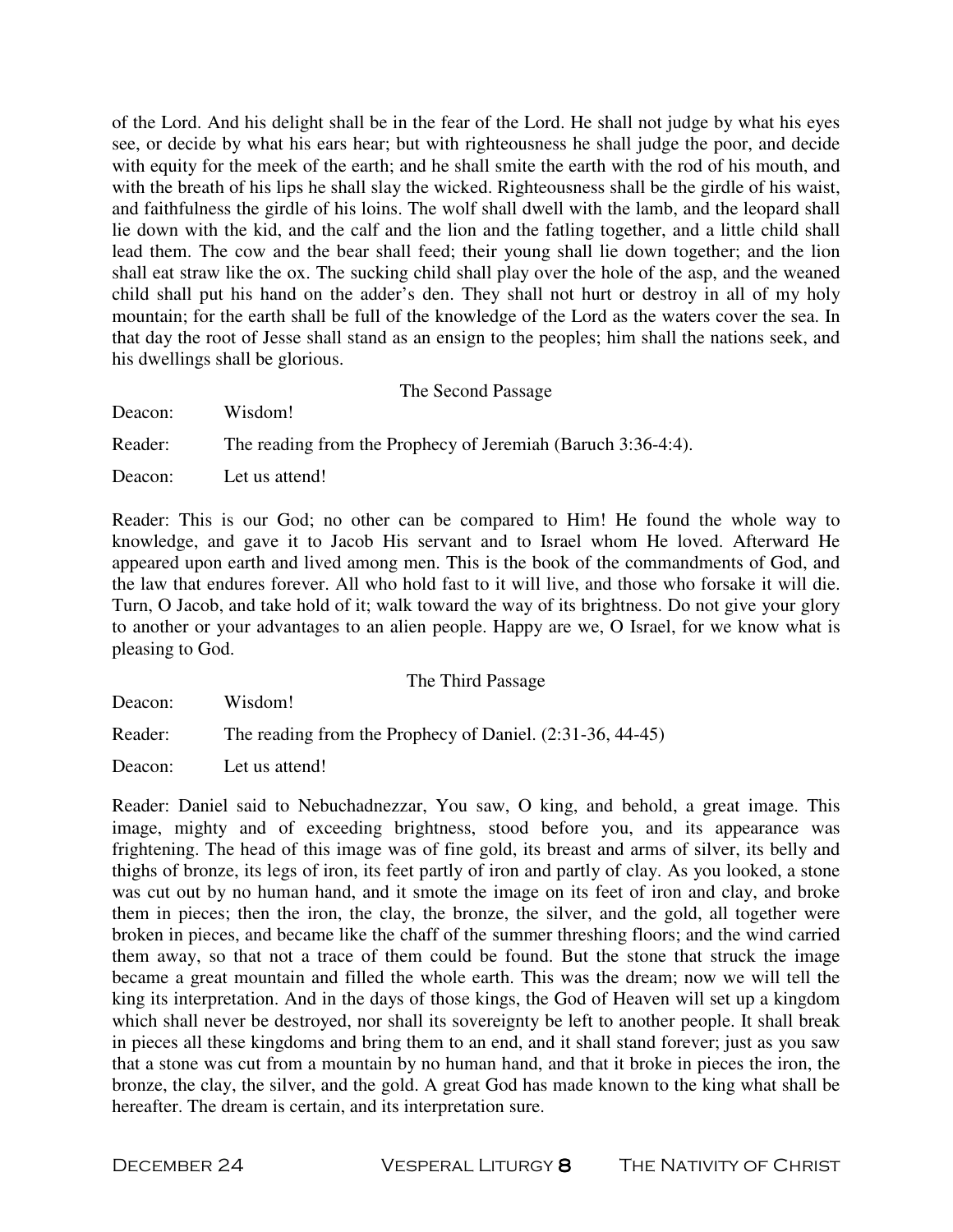of the Lord. And his delight shall be in the fear of the Lord. He shall not judge by what his eyes see, or decide by what his ears hear; but with righteousness he shall judge the poor, and decide with equity for the meek of the earth; and he shall smite the earth with the rod of his mouth, and with the breath of his lips he shall slay the wicked. Righteousness shall be the girdle of his waist, and faithfulness the girdle of his loins. The wolf shall dwell with the lamb, and the leopard shall lie down with the kid, and the calf and the lion and the fatling together, and a little child shall lead them. The cow and the bear shall feed; their young shall lie down together; and the lion shall eat straw like the ox. The sucking child shall play over the hole of the asp, and the weaned child shall put his hand on the adder's den. They shall not hurt or destroy in all of my holy mountain; for the earth shall be full of the knowledge of the Lord as the waters cover the sea. In that day the root of Jesse shall stand as an ensign to the peoples; him shall the nations seek, and his dwellings shall be glorious.

### The Second Passage

Deacon: Wisdom!

Reader: The reading from the Prophecy of Jeremiah (Baruch 3:36-4:4).

Deacon: Let us attend!

Reader: This is our God; no other can be compared to Him! He found the whole way to knowledge, and gave it to Jacob His servant and to Israel whom He loved. Afterward He appeared upon earth and lived among men. This is the book of the commandments of God, and the law that endures forever. All who hold fast to it will live, and those who forsake it will die. Turn, O Jacob, and take hold of it; walk toward the way of its brightness. Do not give your glory to another or your advantages to an alien people. Happy are we, O Israel, for we know what is pleasing to God.

### The Third Passage

Deacon: Wisdom!

Reader: The reading from the Prophecy of Daniel. (2:31-36, 44-45)

Deacon: Let us attend!

Reader: Daniel said to Nebuchadnezzar, You saw, O king, and behold, a great image. This image, mighty and of exceeding brightness, stood before you, and its appearance was frightening. The head of this image was of fine gold, its breast and arms of silver, its belly and thighs of bronze, its legs of iron, its feet partly of iron and partly of clay. As you looked, a stone was cut out by no human hand, and it smote the image on its feet of iron and clay, and broke them in pieces; then the iron, the clay, the bronze, the silver, and the gold, all together were broken in pieces, and became like the chaff of the summer threshing floors; and the wind carried them away, so that not a trace of them could be found. But the stone that struck the image became a great mountain and filled the whole earth. This was the dream; now we will tell the king its interpretation. And in the days of those kings, the God of Heaven will set up a kingdom which shall never be destroyed, nor shall its sovereignty be left to another people. It shall break in pieces all these kingdoms and bring them to an end, and it shall stand forever; just as you saw that a stone was cut from a mountain by no human hand, and that it broke in pieces the iron, the bronze, the clay, the silver, and the gold. A great God has made known to the king what shall be hereafter. The dream is certain, and its interpretation sure.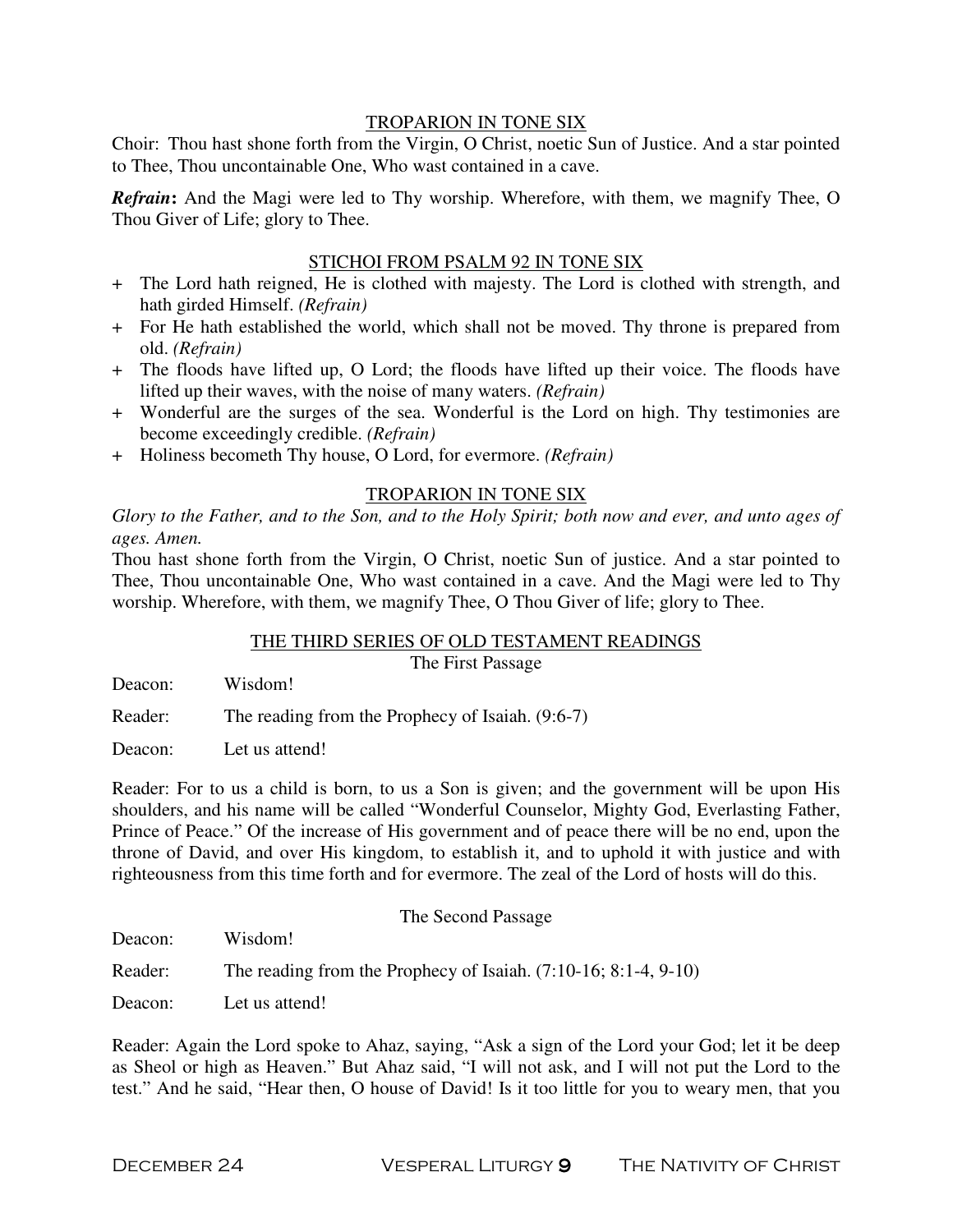## TROPARION IN TONE SIX

Choir: Thou hast shone forth from the Virgin, O Christ, noetic Sun of Justice. And a star pointed to Thee, Thou uncontainable One, Who wast contained in a cave.

***Refrain*:** And the Magi were led to Thy worship. Wherefore, with them, we magnify Thee, O Thou Giver of Life; glory to Thee.

## STICHOI FROM PSALM 92 IN TONE SIX

+ The Lord hath reigned, He is clothed with majesty. The Lord is clothed with strength, and hath girded Himself. *(Refrain)*
+ For He hath established the world, which shall not be moved. Thy throne is prepared from old. *(Refrain)*
+ The floods have lifted up, O Lord; the floods have lifted up their voice. The floods have lifted up their waves, with the noise of many waters. *(Refrain)*
+ Wonderful are the surges of the sea. Wonderful is the Lord on high. Thy testimonies are become exceedingly credible. *(Refrain)*
+ Holiness becometh Thy house, O Lord, for evermore. *(Refrain)*

## TROPARION IN TONE SIX

*Glory to the Father, and to the Son, and to the Holy Spirit; both now and ever, and unto ages of ages. Amen.*

Thou hast shone forth from the Virgin, O Christ, noetic Sun of justice. And a star pointed to Thee, Thou uncontainable One, Who wast contained in a cave. And the Magi were led to Thy worship. Wherefore, with them, we magnify Thee, O Thou Giver of life; glory to Thee.

## THE THIRD SERIES OF OLD TESTAMENT READINGS

### The First Passage

Deacon: Wisdom!

Reader: The reading from the Prophecy of Isaiah. (9:6-7)

Deacon: Let us attend!

Reader: For to us a child is born, to us a Son is given; and the government will be upon His shoulders, and his name will be called "Wonderful Counselor, Mighty God, Everlasting Father, Prince of Peace." Of the increase of His government and of peace there will be no end, upon the throne of David, and over His kingdom, to establish it, and to uphold it with justice and with righteousness from this time forth and for evermore. The zeal of the Lord of hosts will do this.

### The Second Passage

Deacon: Wisdom!

Reader: The reading from the Prophecy of Isaiah. (7:10-16; 8:1-4, 9-10)

Deacon: Let us attend!

Reader: Again the Lord spoke to Ahaz, saying, "Ask a sign of the Lord your God; let it be deep as Sheol or high as Heaven." But Ahaz said, "I will not ask, and I will not put the Lord to the test." And he said, "Hear then, O house of David! Is it too little for you to weary men, that you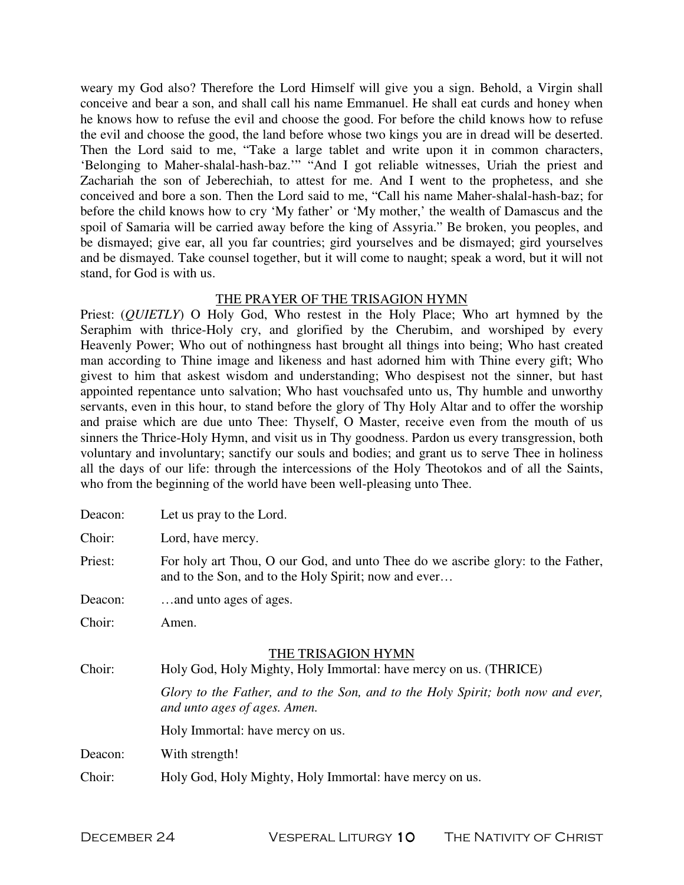weary my God also? Therefore the Lord Himself will give you a sign. Behold, a Virgin shall conceive and bear a son, and shall call his name Emmanuel. He shall eat curds and honey when he knows how to refuse the evil and choose the good. For before the child knows how to refuse the evil and choose the good, the land before whose two kings you are in dread will be deserted. Then the Lord said to me, "Take a large tablet and write upon it in common characters, 'Belonging to Maher-shalal-hash-baz.'" "And I got reliable witnesses, Uriah the priest and Zachariah the son of Jeberechiah, to attest for me. And I went to the prophetess, and she conceived and bore a son. Then the Lord said to me, "Call his name Maher-shalal-hash-baz; for before the child knows how to cry 'My father' or 'My mother,' the wealth of Damascus and the spoil of Samaria will be carried away before the king of Assyria." Be broken, you peoples, and be dismayed; give ear, all you far countries; gird yourselves and be dismayed; gird yourselves and be dismayed. Take counsel together, but it will come to naught; speak a word, but it will not stand, for God is with us.

## THE PRAYER OF THE TRISAGION HYMN

Priest: (*QUIETLY*) O Holy God, Who restest in the Holy Place; Who art hymned by the Seraphim with thrice-Holy cry, and glorified by the Cherubim, and worshiped by every Heavenly Power; Who out of nothingness hast brought all things into being; Who hast created man according to Thine image and likeness and hast adorned him with Thine every gift; Who givest to him that askest wisdom and understanding; Who despisest not the sinner, but hast appointed repentance unto salvation; Who hast vouchsafed unto us, Thy humble and unworthy servants, even in this hour, to stand before the glory of Thy Holy Altar and to offer the worship and praise which are due unto Thee: Thyself, O Master, receive even from the mouth of us sinners the Thrice-Holy Hymn, and visit us in Thy goodness. Pardon us every transgression, both voluntary and involuntary; sanctify our souls and bodies; and grant us to serve Thee in holiness all the days of our life: through the intercessions of the Holy Theotokos and of all the Saints, who from the beginning of the world have been well-pleasing unto Thee.

Deacon: Let us pray to the Lord.

Choir: Lord, have mercy.

Priest: For holy art Thou, O our God, and unto Thee do we ascribe glory: to the Father, and to the Son, and to the Holy Spirit; now and ever…

Deacon: …and unto ages of ages.

Choir: Amen.

## THE TRISAGION HYMN

Choir: Holy God, Holy Mighty, Holy Immortal: have mercy on us. (THRICE)

*Glory to the Father, and to the Son, and to the Holy Spirit; both now and ever, and unto ages of ages. Amen.*

Holy Immortal: have mercy on us.

Deacon: With strength!

Choir: Holy God, Holy Mighty, Holy Immortal: have mercy on us.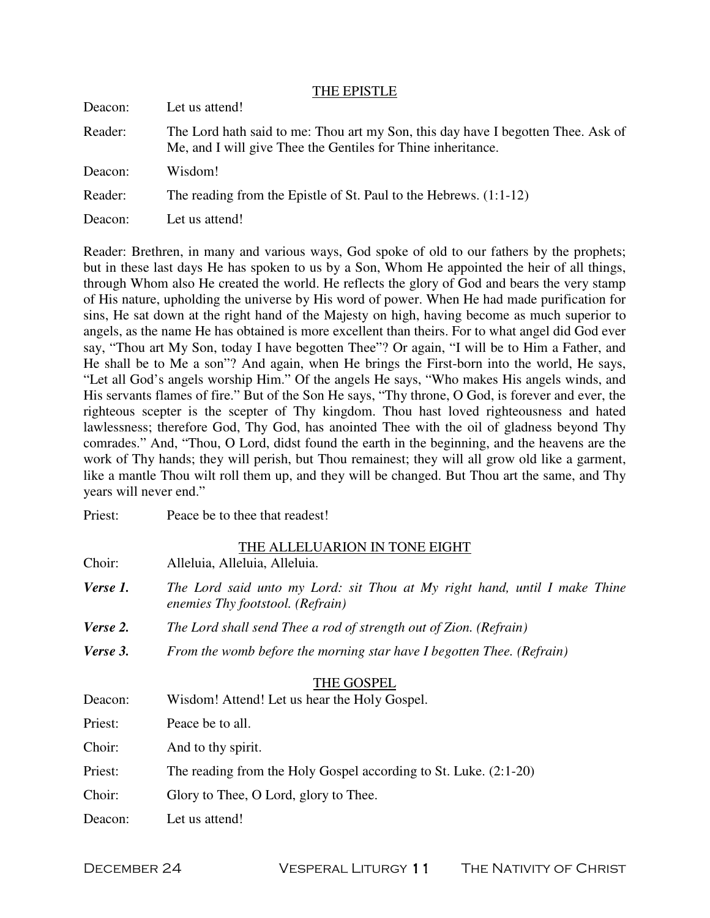## THE EPISTLE

Deacon: Let us attend!

Reader: The Lord hath said to me: Thou art my Son, this day have I begotten Thee. Ask of Me, and I will give Thee the Gentiles for Thine inheritance.

Deacon: Wisdom!

Reader: The reading from the Epistle of St. Paul to the Hebrews. (1:1-12)

Deacon: Let us attend!

Reader: Brethren, in many and various ways, God spoke of old to our fathers by the prophets; but in these last days He has spoken to us by a Son, Whom He appointed the heir of all things, through Whom also He created the world. He reflects the glory of God and bears the very stamp of His nature, upholding the universe by His word of power. When He had made purification for sins, He sat down at the right hand of the Majesty on high, having become as much superior to angels, as the name He has obtained is more excellent than theirs. For to what angel did God ever say, "Thou art My Son, today I have begotten Thee"? Or again, "I will be to Him a Father, and He shall be to Me a son"? And again, when He brings the First-born into the world, He says, "Let all God's angels worship Him." Of the angels He says, "Who makes His angels winds, and His servants flames of fire." But of the Son He says, "Thy throne, O God, is forever and ever, the righteous scepter is the scepter of Thy kingdom. Thou hast loved righteousness and hated lawlessness; therefore God, Thy God, has anointed Thee with the oil of gladness beyond Thy comrades." And, "Thou, O Lord, didst found the earth in the beginning, and the heavens are the work of Thy hands; they will perish, but Thou remainest; they will all grow old like a garment, like a mantle Thou wilt roll them up, and they will be changed. But Thou art the same, and Thy years will never end."

Priest: Peace be to thee that readest!

## THE ALLELUARION IN TONE EIGHT

Choir: Alleluia, Alleluia, Alleluia.

***Verse 1.*** *The Lord said unto my Lord: sit Thou at My right hand, until I make Thine enemies Thy footstool. (Refrain)*

***Verse 2.*** *The Lord shall send Thee a rod of strength out of Zion. (Refrain)*

***Verse 3.*** *From the womb before the morning star have I begotten Thee. (Refrain)*

## THE GOSPEL

Deacon: Wisdom! Attend! Let us hear the Holy Gospel.

Priest: Peace be to all.

Choir: And to thy spirit.

Priest: The reading from the Holy Gospel according to St. Luke. (2:1-20)

Choir: Glory to Thee, O Lord, glory to Thee.

Deacon: Let us attend!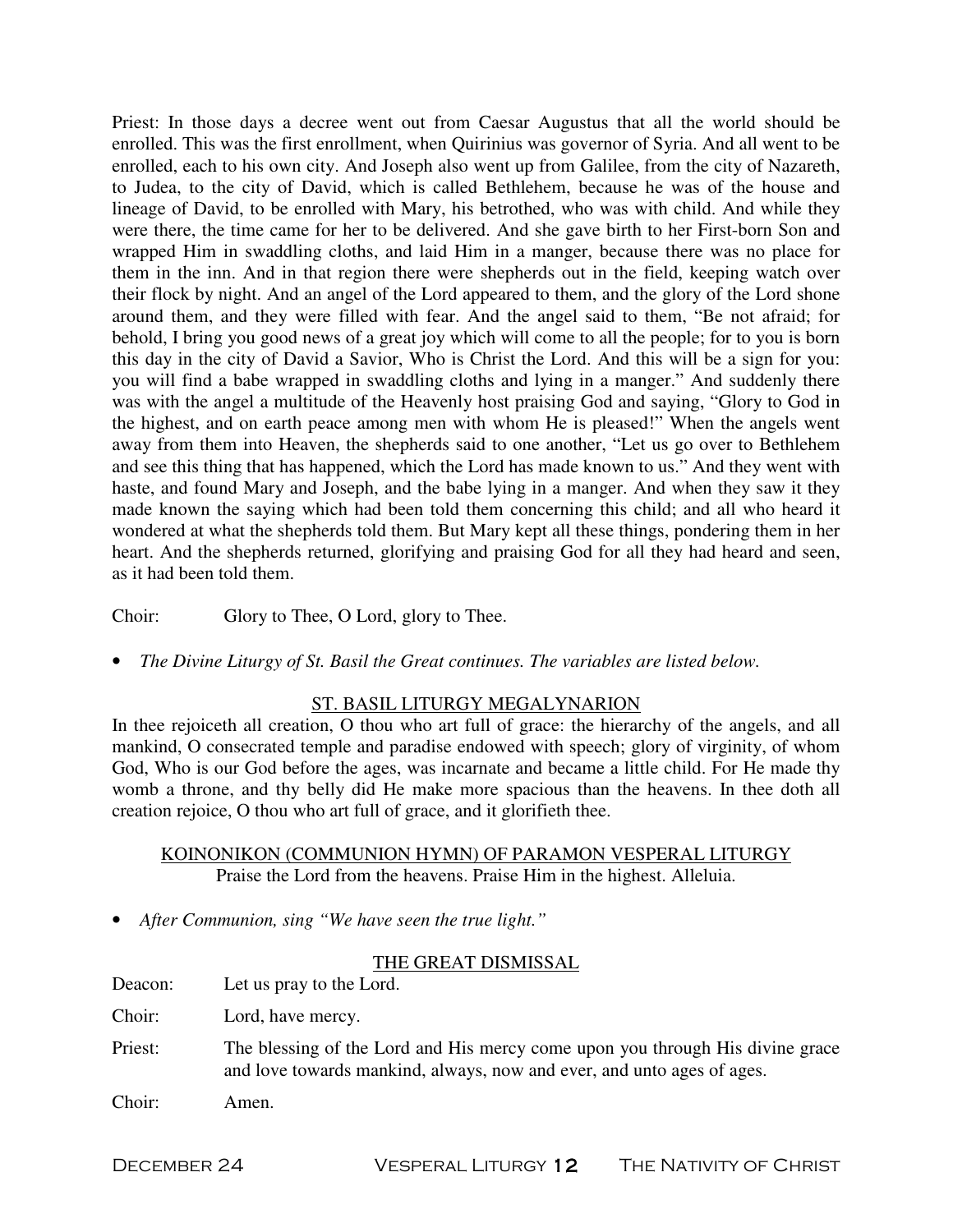Priest: In those days a decree went out from Caesar Augustus that all the world should be enrolled. This was the first enrollment, when Quirinius was governor of Syria. And all went to be enrolled, each to his own city. And Joseph also went up from Galilee, from the city of Nazareth, to Judea, to the city of David, which is called Bethlehem, because he was of the house and lineage of David, to be enrolled with Mary, his betrothed, who was with child. And while they were there, the time came for her to be delivered. And she gave birth to her First-born Son and wrapped Him in swaddling cloths, and laid Him in a manger, because there was no place for them in the inn. And in that region there were shepherds out in the field, keeping watch over their flock by night. And an angel of the Lord appeared to them, and the glory of the Lord shone around them, and they were filled with fear. And the angel said to them, "Be not afraid; for behold, I bring you good news of a great joy which will come to all the people; for to you is born this day in the city of David a Savior, Who is Christ the Lord. And this will be a sign for you: you will find a babe wrapped in swaddling cloths and lying in a manger." And suddenly there was with the angel a multitude of the Heavenly host praising God and saying, "Glory to God in the highest, and on earth peace among men with whom He is pleased!" When the angels went away from them into Heaven, the shepherds said to one another, "Let us go over to Bethlehem and see this thing that has happened, which the Lord has made known to us." And they went with haste, and found Mary and Joseph, and the babe lying in a manger. And when they saw it they made known the saying which had been told them concerning this child; and all who heard it wondered at what the shepherds told them. But Mary kept all these things, pondering them in her heart. And the shepherds returned, glorifying and praising God for all they had heard and seen, as it had been told them.

Choir: Glory to Thee, O Lord, glory to Thee.

- *The Divine Liturgy of St. Basil the Great continues. The variables are listed below.*

## ST. BASIL LITURGY MEGALYNARION

In thee rejoiceth all creation, O thou who art full of grace: the hierarchy of the angels, and all mankind, O consecrated temple and paradise endowed with speech; glory of virginity, of whom God, Who is our God before the ages, was incarnate and became a little child. For He made thy womb a throne, and thy belly did He make more spacious than the heavens. In thee doth all creation rejoice, O thou who art full of grace, and it glorifieth thee.

## KOINONIKON (COMMUNION HYMN) OF PARAMON VESPERAL LITURGY

Praise the Lord from the heavens. Praise Him in the highest. Alleluia.

- *After Communion, sing "We have seen the true light."*

## THE GREAT DISMISSAL

Deacon: Let us pray to the Lord.

Choir: Lord, have mercy.

Priest: The blessing of the Lord and His mercy come upon you through His divine grace and love towards mankind, always, now and ever, and unto ages of ages.

Choir: Amen.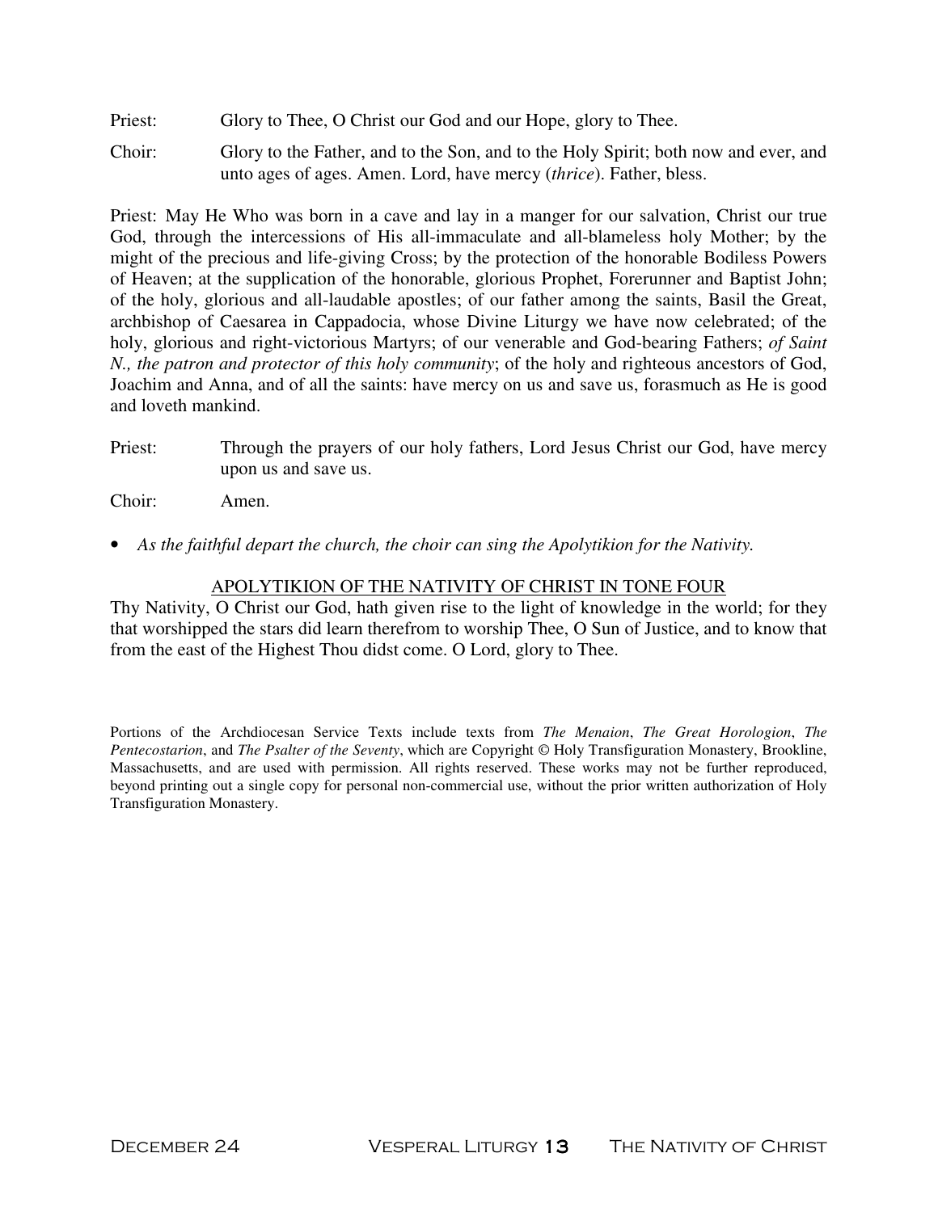Priest: Glory to Thee, O Christ our God and our Hope, glory to Thee.

Choir: Glory to the Father, and to the Son, and to the Holy Spirit; both now and ever, and unto ages of ages. Amen. Lord, have mercy (*thrice*). Father, bless.

Priest: May He Who was born in a cave and lay in a manger for our salvation, Christ our true God, through the intercessions of His all-immaculate and all-blameless holy Mother; by the might of the precious and life-giving Cross; by the protection of the honorable Bodiless Powers of Heaven; at the supplication of the honorable, glorious Prophet, Forerunner and Baptist John; of the holy, glorious and all-laudable apostles; of our father among the saints, Basil the Great, archbishop of Caesarea in Cappadocia, whose Divine Liturgy we have now celebrated; of the holy, glorious and right-victorious Martyrs; of our venerable and God-bearing Fathers; *of Saint N., the patron and protector of this holy community*; of the holy and righteous ancestors of God, Joachim and Anna, and of all the saints: have mercy on us and save us, forasmuch as He is good and loveth mankind.

Priest: Through the prayers of our holy fathers, Lord Jesus Christ our God, have mercy upon us and save us.

Choir: Amen.

- *As the faithful depart the church, the choir can sing the Apolytikion for the Nativity.*

## APOLYTIKION OF THE NATIVITY OF CHRIST IN TONE FOUR

Thy Nativity, O Christ our God, hath given rise to the light of knowledge in the world; for they that worshipped the stars did learn therefrom to worship Thee, O Sun of Justice, and to know that from the east of the Highest Thou didst come. O Lord, glory to Thee.

Portions of the Archdiocesan Service Texts include texts from *The Menaion*, *The Great Horologion*, *The Pentecostarion*, and *The Psalter of the Seventy*, which are Copyright © Holy Transfiguration Monastery, Brookline, Massachusetts, and are used with permission. All rights reserved. These works may not be further reproduced, beyond printing out a single copy for personal non-commercial use, without the prior written authorization of Holy Transfiguration Monastery.